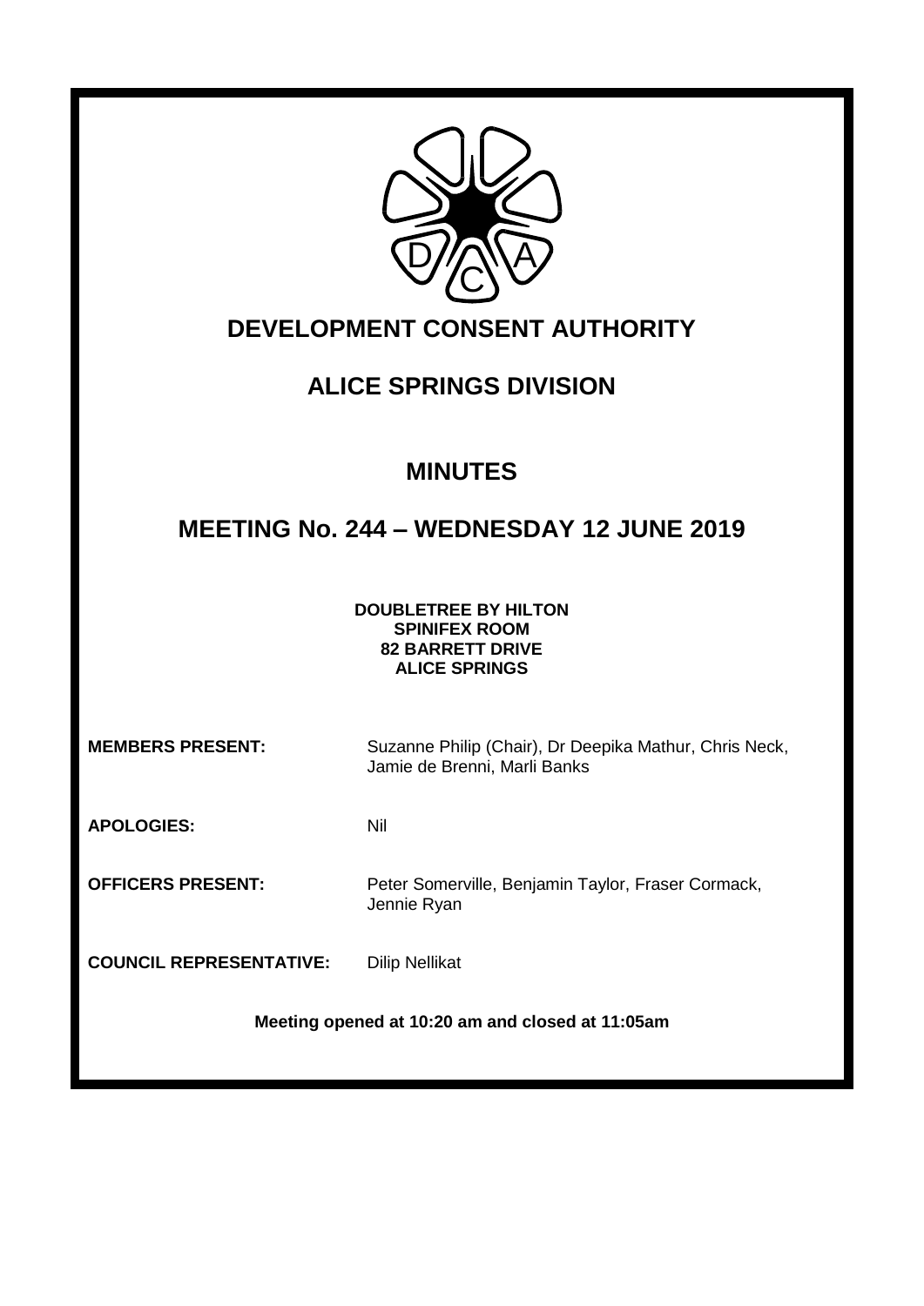# DEVELOPMENT CONSENT AUTHORITY

## ALICE SPRINGS DIVISION

## MINUTES

## MEETING No. 244 – WEDNESDAY 12 JUNE 2019

**DOUBLETREE BY HILTON**
**SPINIFEX ROOM**
**82 BARRETT DRIVE**
**ALICE SPRINGS**

| | |
|---|---|
| **MEMBERS PRESENT:** | Suzanne Philip (Chair), Dr Deepika Mathur, Chris Neck, Jamie de Brenni, Marli Banks |
| **APOLOGIES:** | Nil |
| **OFFICERS PRESENT:** | Peter Somerville, Benjamin Taylor, Fraser Cormack, Jennie Ryan |
| **COUNCIL REPRESENTATIVE:** | Dilip Nellikat |

**Meeting opened at 10:20 am and closed at 11:05am**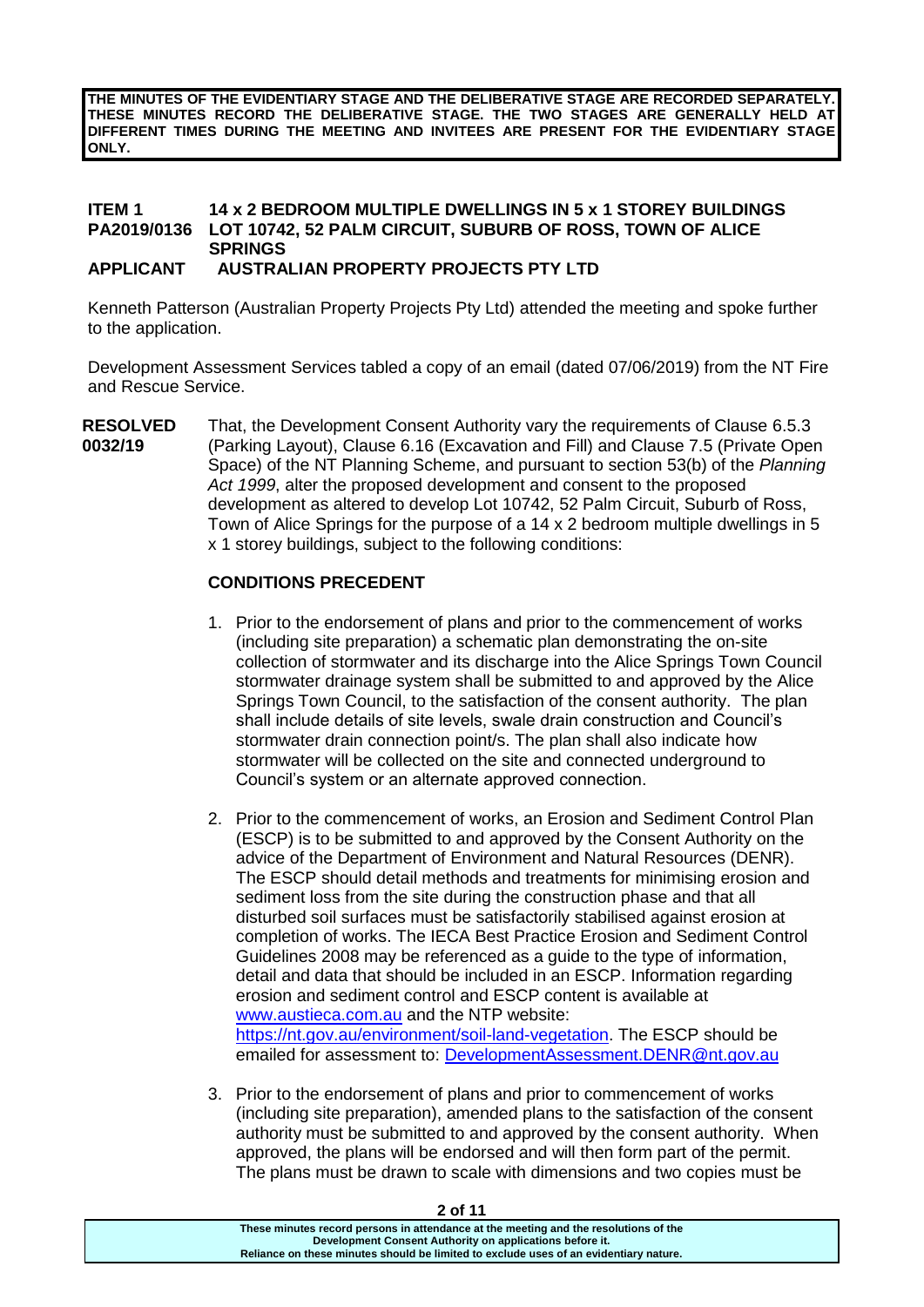**THE MINUTES OF THE EVIDENTIARY STAGE AND THE DELIBERATIVE STAGE ARE RECORDED SEPARATELY. THESE MINUTES RECORD THE DELIBERATIVE STAGE. THE TWO STAGES ARE GENERALLY HELD AT DIFFERENT TIMES DURING THE MEETING AND INVITEES ARE PRESENT FOR THE EVIDENTIARY STAGE ONLY.**

**ITEM 1 14 x 2 BEDROOM MULTIPLE DWELLINGS IN 5 x 1 STOREY BUILDINGS**
**PA2019/0136 LOT 10742, 52 PALM CIRCUIT, SUBURB OF ROSS, TOWN OF ALICE SPRINGS**
**APPLICANT AUSTRALIAN PROPERTY PROJECTS PTY LTD**

Kenneth Patterson (Australian Property Projects Pty Ltd) attended the meeting and spoke further to the application.

Development Assessment Services tabled a copy of an email (dated 07/06/2019) from the NT Fire and Rescue Service.

**RESOLVED 0032/19** That, the Development Consent Authority vary the requirements of Clause 6.5.3 (Parking Layout), Clause 6.16 (Excavation and Fill) and Clause 7.5 (Private Open Space) of the NT Planning Scheme, and pursuant to section 53(b) of the *Planning Act 1999*, alter the proposed development and consent to the proposed development as altered to develop Lot 10742, 52 Palm Circuit, Suburb of Ross, Town of Alice Springs for the purpose of a 14 x 2 bedroom multiple dwellings in 5 x 1 storey buildings, subject to the following conditions:

**CONDITIONS PRECEDENT**

1. Prior to the endorsement of plans and prior to the commencement of works (including site preparation) a schematic plan demonstrating the on-site collection of stormwater and its discharge into the Alice Springs Town Council stormwater drainage system shall be submitted to and approved by the Alice Springs Town Council, to the satisfaction of the consent authority. The plan shall include details of site levels, swale drain construction and Council's stormwater drain connection point/s. The plan shall also indicate how stormwater will be collected on the site and connected underground to Council's system or an alternate approved connection.

2. Prior to the commencement of works, an Erosion and Sediment Control Plan (ESCP) is to be submitted to and approved by the Consent Authority on the advice of the Department of Environment and Natural Resources (DENR). The ESCP should detail methods and treatments for minimising erosion and sediment loss from the site during the construction phase and that all disturbed soil surfaces must be satisfactorily stabilised against erosion at completion of works. The IECA Best Practice Erosion and Sediment Control Guidelines 2008 may be referenced as a guide to the type of information, detail and data that should be included in an ESCP. Information regarding erosion and sediment control and ESCP content is available at www.austieca.com.au and the NTP website: https://nt.gov.au/environment/soil-land-vegetation. The ESCP should be emailed for assessment to: DevelopmentAssessment.DENR@nt.gov.au

3. Prior to the endorsement of plans and prior to commencement of works (including site preparation), amended plans to the satisfaction of the consent authority must be submitted to and approved by the consent authority. When approved, the plans will be endorsed and will then form part of the permit. The plans must be drawn to scale with dimensions and two copies must be

These minutes record persons in attendance at the meeting and the resolutions of the Development Consent Authority on applications before it.
Reliance on these minutes should be limited to exclude uses of an evidentiary nature.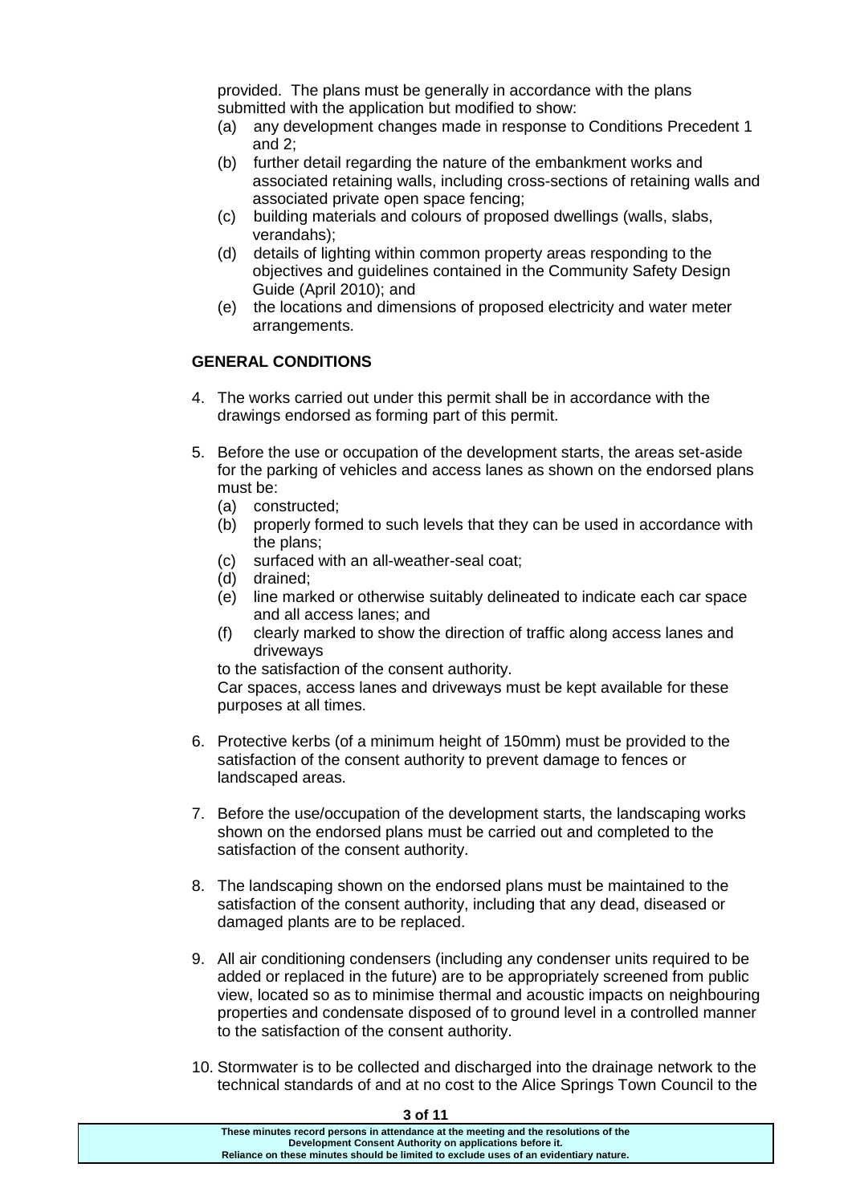provided. The plans must be generally in accordance with the plans submitted with the application but modified to show:

(a) any development changes made in response to Conditions Precedent 1 and 2;
(b) further detail regarding the nature of the embankment works and associated retaining walls, including cross-sections of retaining walls and associated private open space fencing;
(c) building materials and colours of proposed dwellings (walls, slabs, verandahs);
(d) details of lighting within common property areas responding to the objectives and guidelines contained in the Community Safety Design Guide (April 2010); and
(e) the locations and dimensions of proposed electricity and water meter arrangements.

**GENERAL CONDITIONS**

4. The works carried out under this permit shall be in accordance with the drawings endorsed as forming part of this permit.

5. Before the use or occupation of the development starts, the areas set-aside for the parking of vehicles and access lanes as shown on the endorsed plans must be:
   (a) constructed;
   (b) properly formed to such levels that they can be used in accordance with the plans;
   (c) surfaced with an all-weather-seal coat;
   (d) drained;
   (e) line marked or otherwise suitably delineated to indicate each car space and all access lanes; and
   (f) clearly marked to show the direction of traffic along access lanes and driveways

   to the satisfaction of the consent authority.
   Car spaces, access lanes and driveways must be kept available for these purposes at all times.

6. Protective kerbs (of a minimum height of 150mm) must be provided to the satisfaction of the consent authority to prevent damage to fences or landscaped areas.

7. Before the use/occupation of the development starts, the landscaping works shown on the endorsed plans must be carried out and completed to the satisfaction of the consent authority.

8. The landscaping shown on the endorsed plans must be maintained to the satisfaction of the consent authority, including that any dead, diseased or damaged plants are to be replaced.

9. All air conditioning condensers (including any condenser units required to be added or replaced in the future) are to be appropriately screened from public view, located so as to minimise thermal and acoustic impacts on neighbouring properties and condensate disposed of to ground level in a controlled manner to the satisfaction of the consent authority.

10. Stormwater is to be collected and discharged into the drainage network to the technical standards of and at no cost to the Alice Springs Town Council to the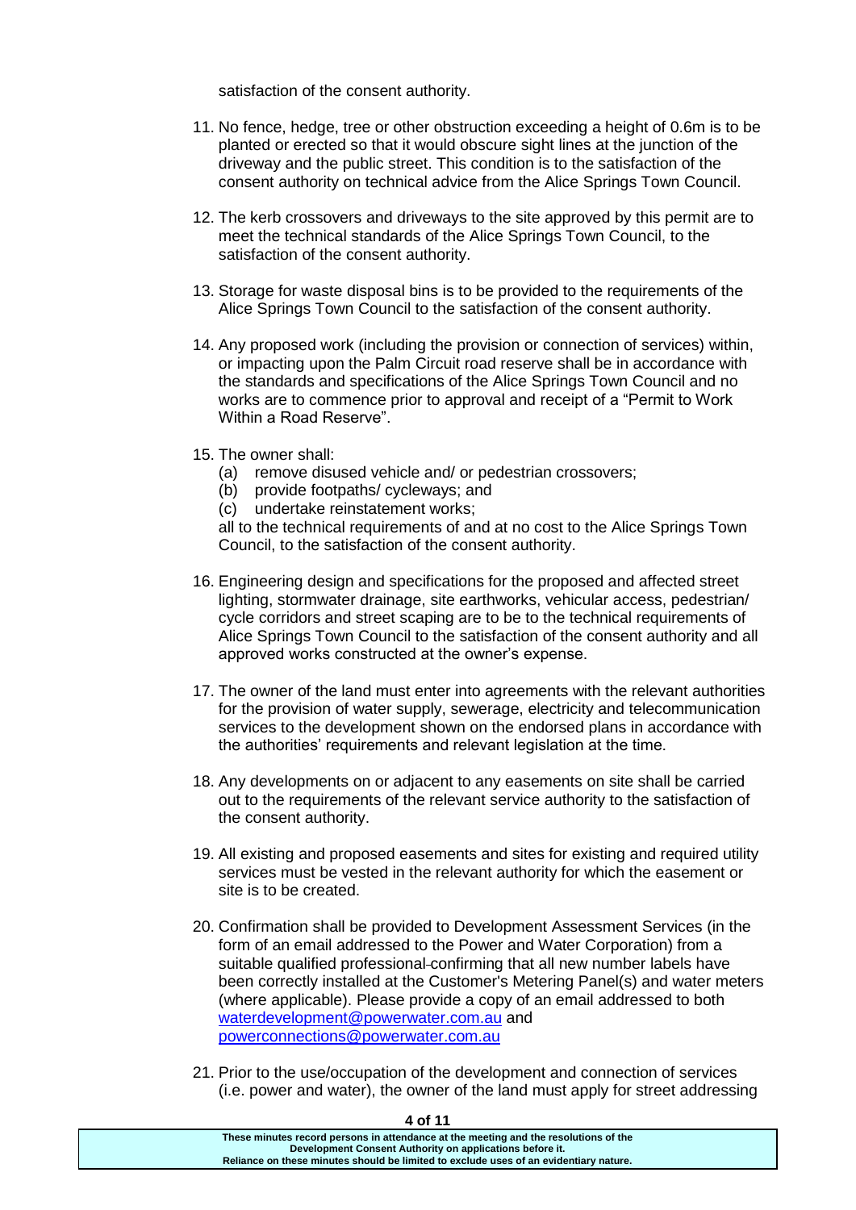satisfaction of the consent authority.

11. No fence, hedge, tree or other obstruction exceeding a height of 0.6m is to be planted or erected so that it would obscure sight lines at the junction of the driveway and the public street. This condition is to the satisfaction of the consent authority on technical advice from the Alice Springs Town Council.

12. The kerb crossovers and driveways to the site approved by this permit are to meet the technical standards of the Alice Springs Town Council, to the satisfaction of the consent authority.

13. Storage for waste disposal bins is to be provided to the requirements of the Alice Springs Town Council to the satisfaction of the consent authority.

14. Any proposed work (including the provision or connection of services) within, or impacting upon the Palm Circuit road reserve shall be in accordance with the standards and specifications of the Alice Springs Town Council and no works are to commence prior to approval and receipt of a "Permit to Work Within a Road Reserve".

15. The owner shall:
    (a) remove disused vehicle and/ or pedestrian crossovers;
    (b) provide footpaths/ cycleways; and
    (c) undertake reinstatement works;

    all to the technical requirements of and at no cost to the Alice Springs Town Council, to the satisfaction of the consent authority.

16. Engineering design and specifications for the proposed and affected street lighting, stormwater drainage, site earthworks, vehicular access, pedestrian/ cycle corridors and street scaping are to be to the technical requirements of Alice Springs Town Council to the satisfaction of the consent authority and all approved works constructed at the owner's expense.

17. The owner of the land must enter into agreements with the relevant authorities for the provision of water supply, sewerage, electricity and telecommunication services to the development shown on the endorsed plans in accordance with the authorities' requirements and relevant legislation at the time.

18. Any developments on or adjacent to any easements on site shall be carried out to the requirements of the relevant service authority to the satisfaction of the consent authority.

19. All existing and proposed easements and sites for existing and required utility services must be vested in the relevant authority for which the easement or site is to be created.

20. Confirmation shall be provided to Development Assessment Services (in the form of an email addressed to the Power and Water Corporation) from a suitable qualified professional confirming that all new number labels have been correctly installed at the Customer's Metering Panel(s) and water meters (where applicable). Please provide a copy of an email addressed to both waterdevelopment@powerwater.com.au and powerconnections@powerwater.com.au

21. Prior to the use/occupation of the development and connection of services (i.e. power and water), the owner of the land must apply for street addressing

These minutes record persons in attendance at the meeting and the resolutions of the Development Consent Authority on applications before it.
Reliance on these minutes should be limited to exclude uses of an evidentiary nature.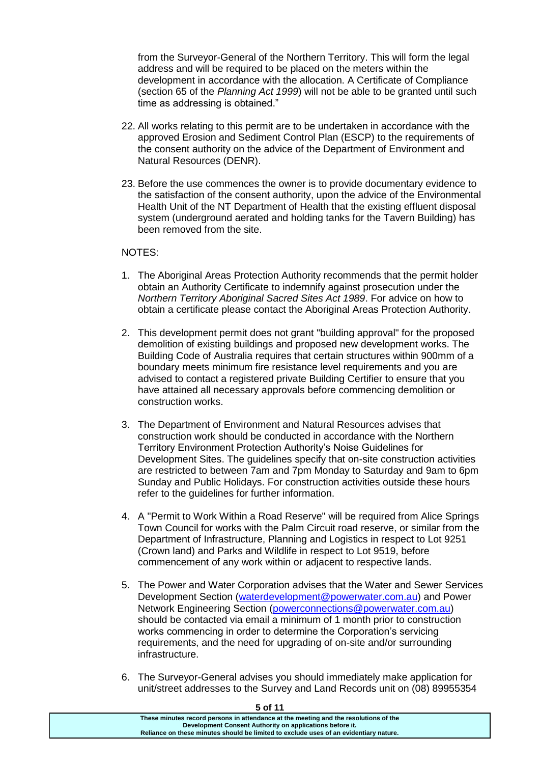from the Surveyor-General of the Northern Territory. This will form the legal address and will be required to be placed on the meters within the development in accordance with the allocation. A Certificate of Compliance (section 65 of the *Planning Act 1999*) will not be able to be granted until such time as addressing is obtained."

22. All works relating to this permit are to be undertaken in accordance with the approved Erosion and Sediment Control Plan (ESCP) to the requirements of the consent authority on the advice of the Department of Environment and Natural Resources (DENR).

23. Before the use commences the owner is to provide documentary evidence to the satisfaction of the consent authority, upon the advice of the Environmental Health Unit of the NT Department of Health that the existing effluent disposal system (underground aerated and holding tanks for the Tavern Building) has been removed from the site.

NOTES:

1. The Aboriginal Areas Protection Authority recommends that the permit holder obtain an Authority Certificate to indemnify against prosecution under the *Northern Territory Aboriginal Sacred Sites Act 1989*. For advice on how to obtain a certificate please contact the Aboriginal Areas Protection Authority.

2. This development permit does not grant "building approval" for the proposed demolition of existing buildings and proposed new development works. The Building Code of Australia requires that certain structures within 900mm of a boundary meets minimum fire resistance level requirements and you are advised to contact a registered private Building Certifier to ensure that you have attained all necessary approvals before commencing demolition or construction works.

3. The Department of Environment and Natural Resources advises that construction work should be conducted in accordance with the Northern Territory Environment Protection Authority's Noise Guidelines for Development Sites. The guidelines specify that on-site construction activities are restricted to between 7am and 7pm Monday to Saturday and 9am to 6pm Sunday and Public Holidays. For construction activities outside these hours refer to the guidelines for further information.

4. A "Permit to Work Within a Road Reserve" will be required from Alice Springs Town Council for works with the Palm Circuit road reserve, or similar from the Department of Infrastructure, Planning and Logistics in respect to Lot 9251 (Crown land) and Parks and Wildlife in respect to Lot 9519, before commencement of any work within or adjacent to respective lands.

5. The Power and Water Corporation advises that the Water and Sewer Services Development Section (waterdevelopment@powerwater.com.au) and Power Network Engineering Section (powerconnections@powerwater.com.au) should be contacted via email a minimum of 1 month prior to construction works commencing in order to determine the Corporation's servicing requirements, and the need for upgrading of on-site and/or surrounding infrastructure.

6. The Surveyor-General advises you should immediately make application for unit/street addresses to the Survey and Land Records unit on (08) 89955354

These minutes record persons in attendance at the meeting and the resolutions of the Development Consent Authority on applications before it.
Reliance on these minutes should be limited to exclude uses of an evidentiary nature.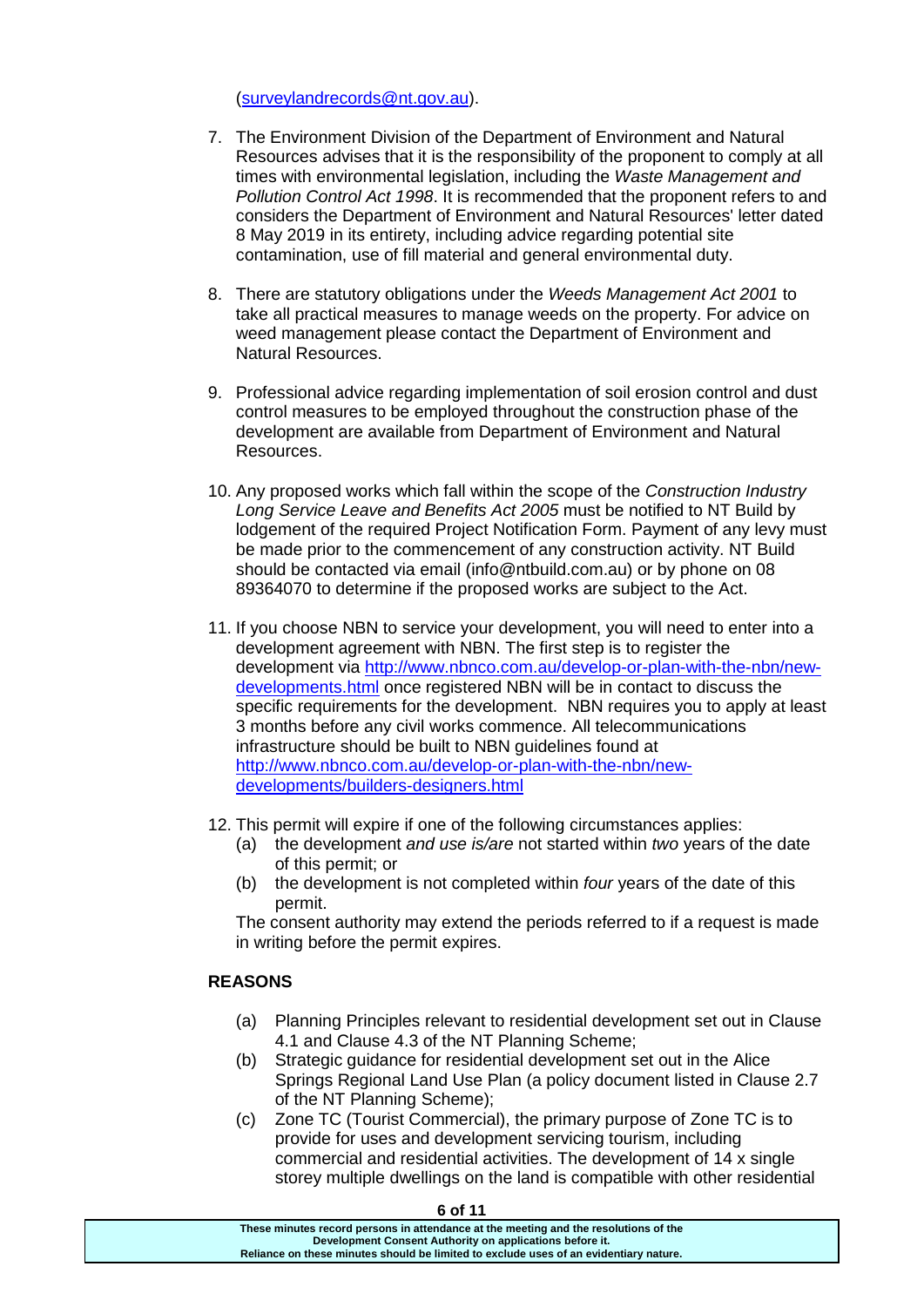(surveylandrecords@nt.gov.au).

7. The Environment Division of the Department of Environment and Natural Resources advises that it is the responsibility of the proponent to comply at all times with environmental legislation, including the *Waste Management and Pollution Control Act 1998*. It is recommended that the proponent refers to and considers the Department of Environment and Natural Resources' letter dated 8 May 2019 in its entirety, including advice regarding potential site contamination, use of fill material and general environmental duty.

8. There are statutory obligations under the *Weeds Management Act 2001* to take all practical measures to manage weeds on the property. For advice on weed management please contact the Department of Environment and Natural Resources.

9. Professional advice regarding implementation of soil erosion control and dust control measures to be employed throughout the construction phase of the development are available from Department of Environment and Natural Resources.

10. Any proposed works which fall within the scope of the *Construction Industry Long Service Leave and Benefits Act 2005* must be notified to NT Build by lodgement of the required Project Notification Form. Payment of any levy must be made prior to the commencement of any construction activity. NT Build should be contacted via email (info@ntbuild.com.au) or by phone on 08 89364070 to determine if the proposed works are subject to the Act.

11. If you choose NBN to service your development, you will need to enter into a development agreement with NBN. The first step is to register the development via http://www.nbnco.com.au/develop-or-plan-with-the-nbn/new-developments.html once registered NBN will be in contact to discuss the specific requirements for the development. NBN requires you to apply at least 3 months before any civil works commence. All telecommunications infrastructure should be built to NBN guidelines found at http://www.nbnco.com.au/develop-or-plan-with-the-nbn/new-developments/builders-designers.html

12. This permit will expire if one of the following circumstances applies:
    (a) the development *and use is/are* not started within *two* years of the date of this permit; or
    (b) the development is not completed within *four* years of the date of this permit.

    The consent authority may extend the periods referred to if a request is made in writing before the permit expires.

**REASONS**

(a) Planning Principles relevant to residential development set out in Clause 4.1 and Clause 4.3 of the NT Planning Scheme;
(b) Strategic guidance for residential development set out in the Alice Springs Regional Land Use Plan (a policy document listed in Clause 2.7 of the NT Planning Scheme);
(c) Zone TC (Tourist Commercial), the primary purpose of Zone TC is to provide for uses and development servicing tourism, including commercial and residential activities. The development of 14 x single storey multiple dwellings on the land is compatible with other residential

These minutes record persons in attendance at the meeting and the resolutions of the Development Consent Authority on applications before it.
Reliance on these minutes should be limited to exclude uses of an evidentiary nature.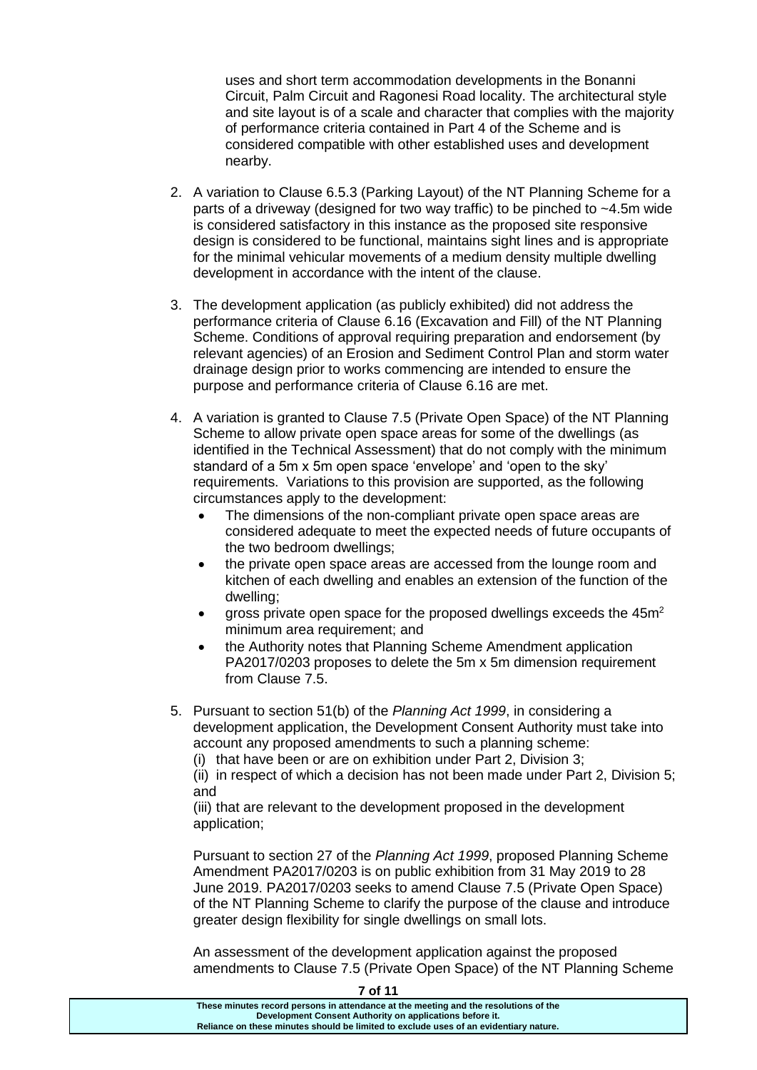uses and short term accommodation developments in the Bonanni Circuit, Palm Circuit and Ragonesi Road locality. The architectural style and site layout is of a scale and character that complies with the majority of performance criteria contained in Part 4 of the Scheme and is considered compatible with other established uses and development nearby.

2. A variation to Clause 6.5.3 (Parking Layout) of the NT Planning Scheme for a parts of a driveway (designed for two way traffic) to be pinched to ~4.5m wide is considered satisfactory in this instance as the proposed site responsive design is considered to be functional, maintains sight lines and is appropriate for the minimal vehicular movements of a medium density multiple dwelling development in accordance with the intent of the clause.

3. The development application (as publicly exhibited) did not address the performance criteria of Clause 6.16 (Excavation and Fill) of the NT Planning Scheme. Conditions of approval requiring preparation and endorsement (by relevant agencies) of an Erosion and Sediment Control Plan and storm water drainage design prior to works commencing are intended to ensure the purpose and performance criteria of Clause 6.16 are met.

4. A variation is granted to Clause 7.5 (Private Open Space) of the NT Planning Scheme to allow private open space areas for some of the dwellings (as identified in the Technical Assessment) that do not comply with the minimum standard of a 5m x 5m open space 'envelope' and 'open to the sky' requirements. Variations to this provision are supported, as the following circumstances apply to the development:
   - The dimensions of the non-compliant private open space areas are considered adequate to meet the expected needs of future occupants of the two bedroom dwellings;
   - the private open space areas are accessed from the lounge room and kitchen of each dwelling and enables an extension of the function of the dwelling;
   - gross private open space for the proposed dwellings exceeds the $45m^2$ minimum area requirement; and
   - the Authority notes that Planning Scheme Amendment application PA2017/0203 proposes to delete the 5m x 5m dimension requirement from Clause 7.5.

5. Pursuant to section 51(b) of the *Planning Act 1999*, in considering a development application, the Development Consent Authority must take into account any proposed amendments to such a planning scheme:
   (i) that have been or are on exhibition under Part 2, Division 3;
   (ii) in respect of which a decision has not been made under Part 2, Division 5; and
   (iii) that are relevant to the development proposed in the development application;

   Pursuant to section 27 of the *Planning Act 1999*, proposed Planning Scheme Amendment PA2017/0203 is on public exhibition from 31 May 2019 to 28 June 2019. PA2017/0203 seeks to amend Clause 7.5 (Private Open Space) of the NT Planning Scheme to clarify the purpose of the clause and introduce greater design flexibility for single dwellings on small lots.

   An assessment of the development application against the proposed amendments to Clause 7.5 (Private Open Space) of the NT Planning Scheme

These minutes record persons in attendance at the meeting and the resolutions of the Development Consent Authority on applications before it. Reliance on these minutes should be limited to exclude uses of an evidentiary nature.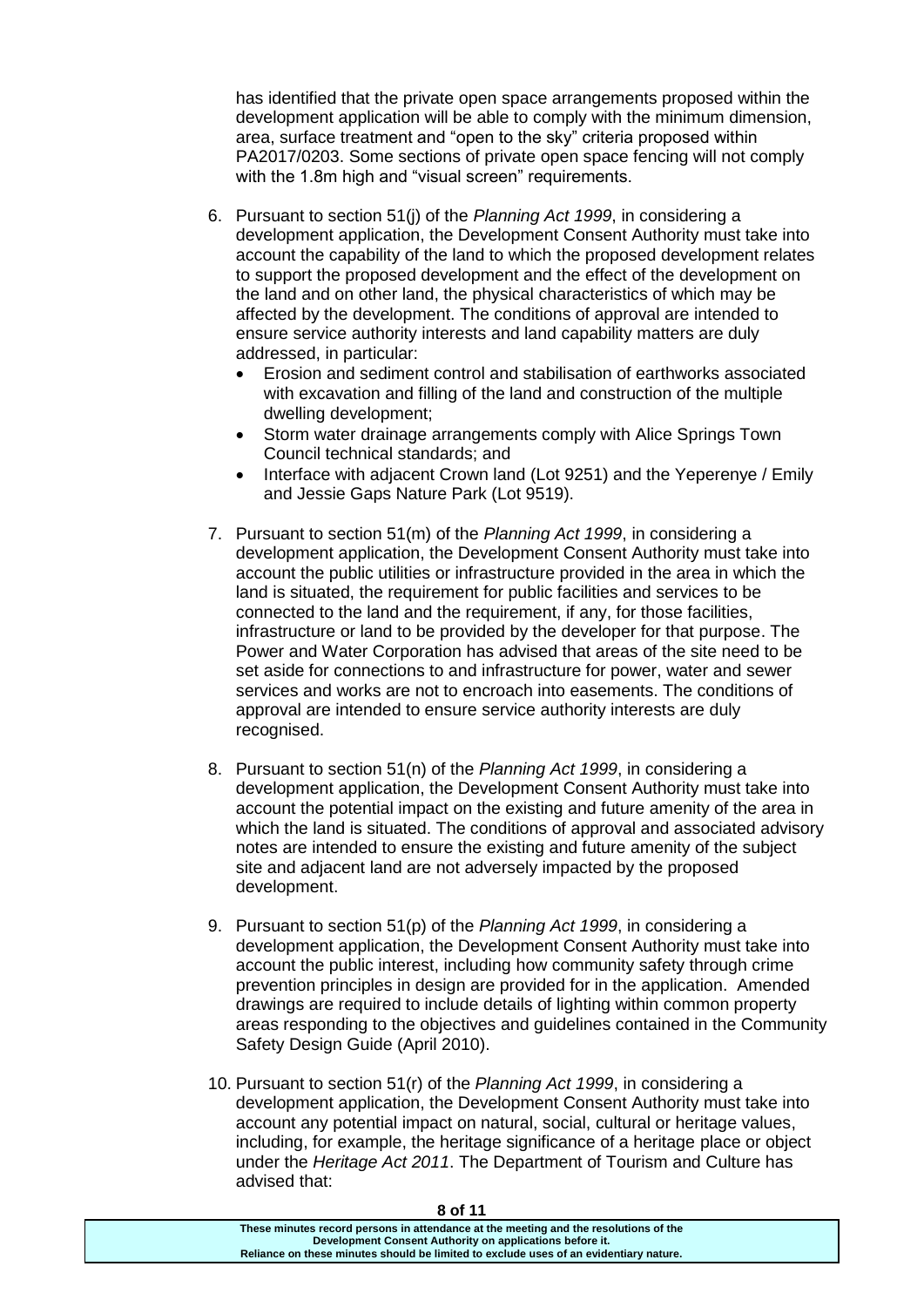has identified that the private open space arrangements proposed within the development application will be able to comply with the minimum dimension, area, surface treatment and "open to the sky" criteria proposed within PA2017/0203. Some sections of private open space fencing will not comply with the 1.8m high and "visual screen" requirements.

6. Pursuant to section 51(j) of the *Planning Act 1999*, in considering a development application, the Development Consent Authority must take into account the capability of the land to which the proposed development relates to support the proposed development and the effect of the development on the land and on other land, the physical characteristics of which may be affected by the development. The conditions of approval are intended to ensure service authority interests and land capability matters are duly addressed, in particular:
   - Erosion and sediment control and stabilisation of earthworks associated with excavation and filling of the land and construction of the multiple dwelling development;
   - Storm water drainage arrangements comply with Alice Springs Town Council technical standards; and
   - Interface with adjacent Crown land (Lot 9251) and the Yeperenye / Emily and Jessie Gaps Nature Park (Lot 9519).

7. Pursuant to section 51(m) of the *Planning Act 1999*, in considering a development application, the Development Consent Authority must take into account the public utilities or infrastructure provided in the area in which the land is situated, the requirement for public facilities and services to be connected to the land and the requirement, if any, for those facilities, infrastructure or land to be provided by the developer for that purpose. The Power and Water Corporation has advised that areas of the site need to be set aside for connections to and infrastructure for power, water and sewer services and works are not to encroach into easements. The conditions of approval are intended to ensure service authority interests are duly recognised.

8. Pursuant to section 51(n) of the *Planning Act 1999*, in considering a development application, the Development Consent Authority must take into account the potential impact on the existing and future amenity of the area in which the land is situated. The conditions of approval and associated advisory notes are intended to ensure the existing and future amenity of the subject site and adjacent land are not adversely impacted by the proposed development.

9. Pursuant to section 51(p) of the *Planning Act 1999*, in considering a development application, the Development Consent Authority must take into account the public interest, including how community safety through crime prevention principles in design are provided for in the application. Amended drawings are required to include details of lighting within common property areas responding to the objectives and guidelines contained in the Community Safety Design Guide (April 2010).

10. Pursuant to section 51(r) of the *Planning Act 1999*, in considering a development application, the Development Consent Authority must take into account any potential impact on natural, social, cultural or heritage values, including, for example, the heritage significance of a heritage place or object under the *Heritage Act 2011*. The Department of Tourism and Culture has advised that: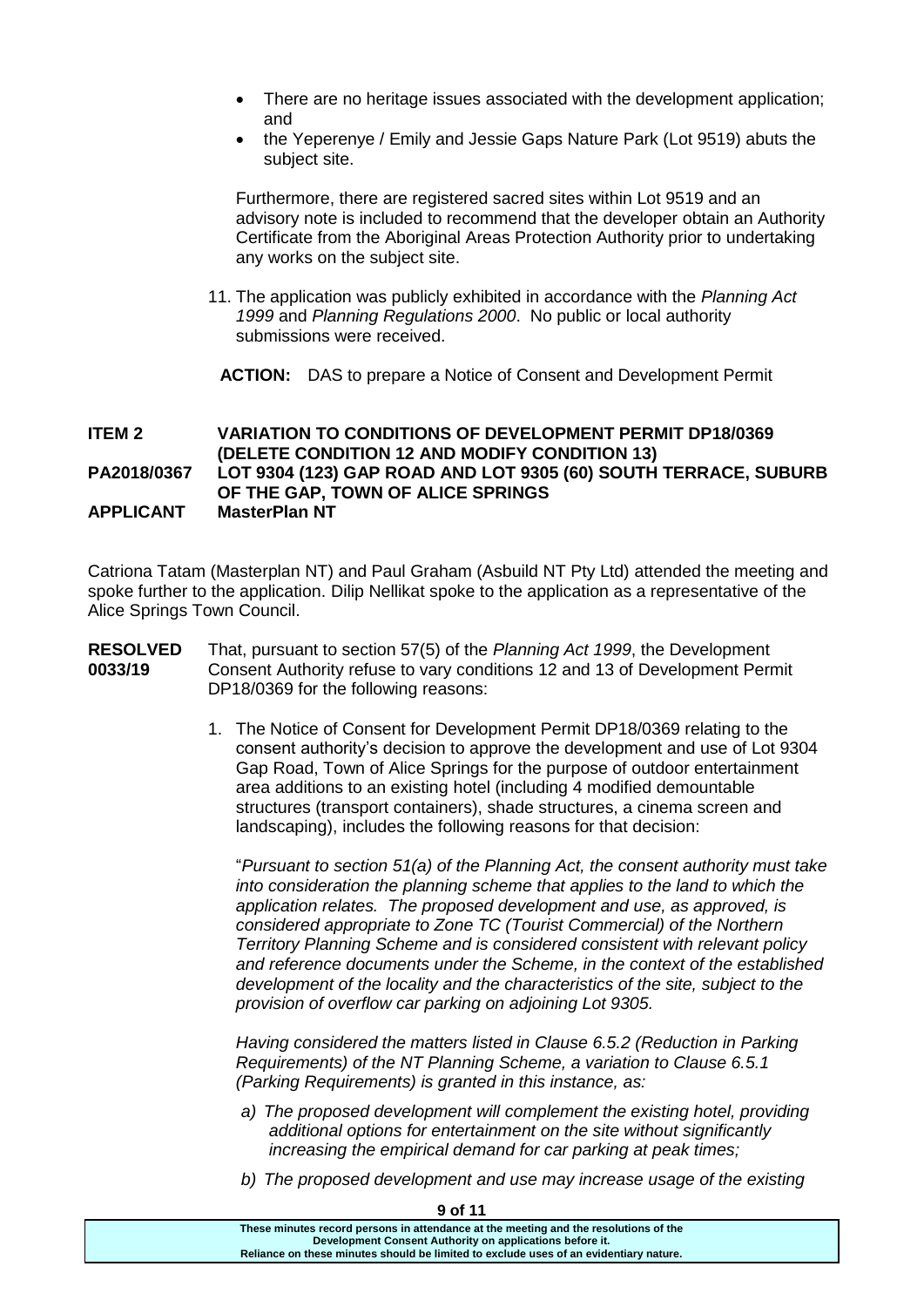- There are no heritage issues associated with the development application; and
- the Yeperenye / Emily and Jessie Gaps Nature Park (Lot 9519) abuts the subject site.

Furthermore, there are registered sacred sites within Lot 9519 and an advisory note is included to recommend that the developer obtain an Authority Certificate from the Aboriginal Areas Protection Authority prior to undertaking any works on the subject site.

11. The application was publicly exhibited in accordance with the *Planning Act 1999* and *Planning Regulations 2000*. No public or local authority submissions were received.

**ACTION:** DAS to prepare a Notice of Consent and Development Permit

**ITEM 2** **VARIATION TO CONDITIONS OF DEVELOPMENT PERMIT DP18/0369 (DELETE CONDITION 12 AND MODIFY CONDITION 13)**
**PA2018/0367** **LOT 9304 (123) GAP ROAD AND LOT 9305 (60) SOUTH TERRACE, SUBURB OF THE GAP, TOWN OF ALICE SPRINGS**
**APPLICANT** **MasterPlan NT**

Catriona Tatam (Masterplan NT) and Paul Graham (Asbuild NT Pty Ltd) attended the meeting and spoke further to the application. Dilip Nellikat spoke to the application as a representative of the Alice Springs Town Council.

**RESOLVED 0033/19** That, pursuant to section 57(5) of the *Planning Act 1999*, the Development Consent Authority refuse to vary conditions 12 and 13 of Development Permit DP18/0369 for the following reasons:

1. The Notice of Consent for Development Permit DP18/0369 relating to the consent authority's decision to approve the development and use of Lot 9304 Gap Road, Town of Alice Springs for the purpose of outdoor entertainment area additions to an existing hotel (including 4 modified demountable structures (transport containers), shade structures, a cinema screen and landscaping), includes the following reasons for that decision:

   "*Pursuant to section 51(a) of the Planning Act, the consent authority must take into consideration the planning scheme that applies to the land to which the application relates. The proposed development and use, as approved, is considered appropriate to Zone TC (Tourist Commercial) of the Northern Territory Planning Scheme and is considered consistent with relevant policy and reference documents under the Scheme, in the context of the established development of the locality and the characteristics of the site, subject to the provision of overflow car parking on adjoining Lot 9305.*

   *Having considered the matters listed in Clause 6.5.2 (Reduction in Parking Requirements) of the NT Planning Scheme, a variation to Clause 6.5.1 (Parking Requirements) is granted in this instance, as:*

   *a) The proposed development will complement the existing hotel, providing additional options for entertainment on the site without significantly increasing the empirical demand for car parking at peak times;*

   *b) The proposed development and use may increase usage of the existing*

These minutes record persons in attendance at the meeting and the resolutions of the Development Consent Authority on applications before it. Reliance on these minutes should be limited to exclude uses of an evidentiary nature.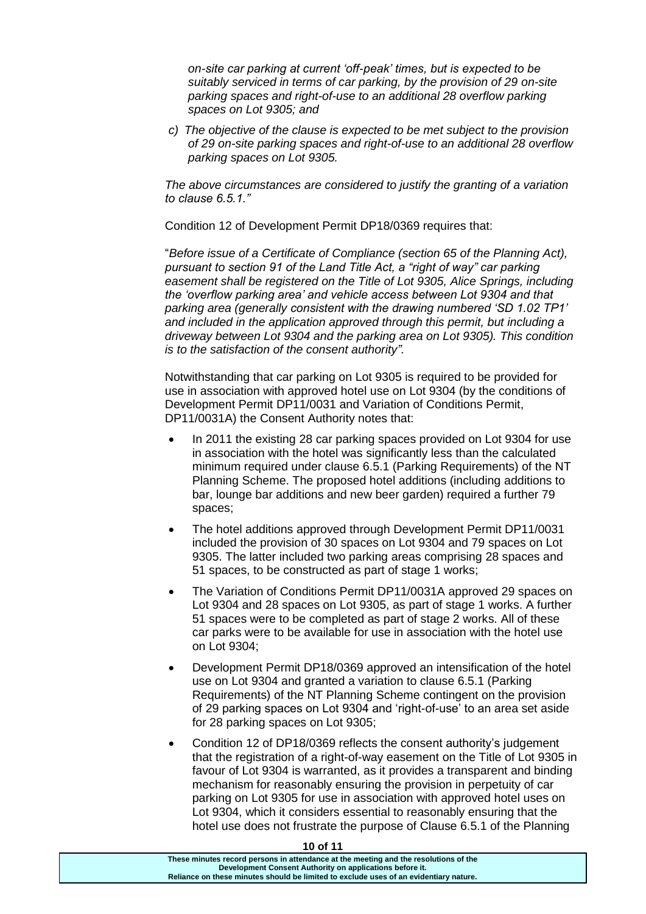*on-site car parking at current 'off-peak' times, but is expected to be suitably serviced in terms of car parking, by the provision of 29 on-site parking spaces and right-of-use to an additional 28 overflow parking spaces on Lot 9305; and*

*c) The objective of the clause is expected to be met subject to the provision of 29 on-site parking spaces and right-of-use to an additional 28 overflow parking spaces on Lot 9305.*

*The above circumstances are considered to justify the granting of a variation to clause 6.5.1."*

Condition 12 of Development Permit DP18/0369 requires that:

"*Before issue of a Certificate of Compliance (section 65 of the Planning Act), pursuant to section 91 of the Land Title Act, a "right of way" car parking easement shall be registered on the Title of Lot 9305, Alice Springs, including the 'overflow parking area' and vehicle access between Lot 9304 and that parking area (generally consistent with the drawing numbered 'SD 1.02 TP1' and included in the application approved through this permit, but including a driveway between Lot 9304 and the parking area on Lot 9305). This condition is to the satisfaction of the consent authority".*

Notwithstanding that car parking on Lot 9305 is required to be provided for use in association with approved hotel use on Lot 9304 (by the conditions of Development Permit DP11/0031 and Variation of Conditions Permit, DP11/0031A) the Consent Authority notes that:

- In 2011 the existing 28 car parking spaces provided on Lot 9304 for use in association with the hotel was significantly less than the calculated minimum required under clause 6.5.1 (Parking Requirements) of the NT Planning Scheme. The proposed hotel additions (including additions to bar, lounge bar additions and new beer garden) required a further 79 spaces;
- The hotel additions approved through Development Permit DP11/0031 included the provision of 30 spaces on Lot 9304 and 79 spaces on Lot 9305. The latter included two parking areas comprising 28 spaces and 51 spaces, to be constructed as part of stage 1 works;
- The Variation of Conditions Permit DP11/0031A approved 29 spaces on Lot 9304 and 28 spaces on Lot 9305, as part of stage 1 works. A further 51 spaces were to be completed as part of stage 2 works. All of these car parks were to be available for use in association with the hotel use on Lot 9304;
- Development Permit DP18/0369 approved an intensification of the hotel use on Lot 9304 and granted a variation to clause 6.5.1 (Parking Requirements) of the NT Planning Scheme contingent on the provision of 29 parking spaces on Lot 9304 and 'right-of-use' to an area set aside for 28 parking spaces on Lot 9305;
- Condition 12 of DP18/0369 reflects the consent authority's judgement that the registration of a right-of-way easement on the Title of Lot 9305 in favour of Lot 9304 is warranted, as it provides a transparent and binding mechanism for reasonably ensuring the provision in perpetuity of car parking on Lot 9305 for use in association with approved hotel uses on Lot 9304, which it considers essential to reasonably ensuring that the hotel use does not frustrate the purpose of Clause 6.5.1 of the Planning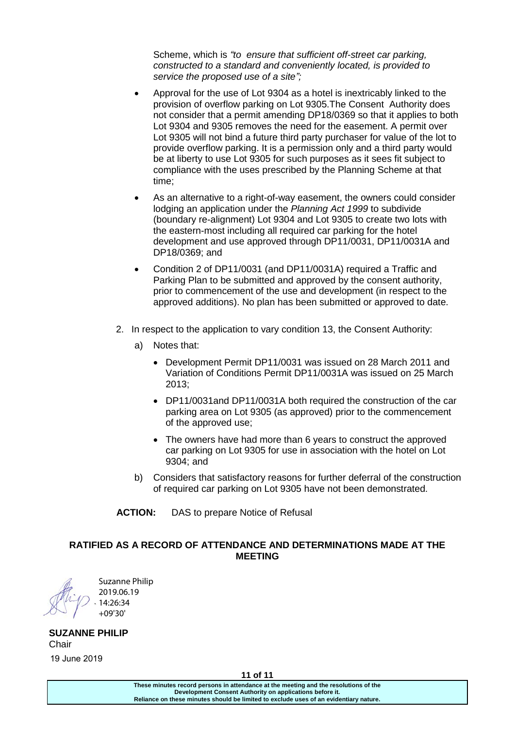Scheme, which is *"to ensure that sufficient off-street car parking, constructed to a standard and conveniently located, is provided to service the proposed use of a site";*

- Approval for the use of Lot 9304 as a hotel is inextricably linked to the provision of overflow parking on Lot 9305.The Consent Authority does not consider that a permit amending DP18/0369 so that it applies to both Lot 9304 and 9305 removes the need for the easement. A permit over Lot 9305 will not bind a future third party purchaser for value of the lot to provide overflow parking. It is a permission only and a third party would be at liberty to use Lot 9305 for such purposes as it sees fit subject to compliance with the uses prescribed by the Planning Scheme at that time;
- As an alternative to a right-of-way easement, the owners could consider lodging an application under the *Planning Act 1999* to subdivide (boundary re-alignment) Lot 9304 and Lot 9305 to create two lots with the eastern-most including all required car parking for the hotel development and use approved through DP11/0031, DP11/0031A and DP18/0369; and
- Condition 2 of DP11/0031 (and DP11/0031A) required a Traffic and Parking Plan to be submitted and approved by the consent authority, prior to commencement of the use and development (in respect to the approved additions). No plan has been submitted or approved to date.

2. In respect to the application to vary condition 13, the Consent Authority:
   a) Notes that:
      - Development Permit DP11/0031 was issued on 28 March 2011 and Variation of Conditions Permit DP11/0031A was issued on 25 March 2013;
      - DP11/0031and DP11/0031A both required the construction of the car parking area on Lot 9305 (as approved) prior to the commencement of the approved use;
      - The owners have had more than 6 years to construct the approved car parking on Lot 9305 for use in association with the hotel on Lot 9304; and
   b) Considers that satisfactory reasons for further deferral of the construction of required car parking on Lot 9305 have not been demonstrated.

**ACTION:** DAS to prepare Notice of Refusal

**RATIFIED AS A RECORD OF ATTENDANCE AND DETERMINATIONS MADE AT THE MEETING**

Suzanne Philip
2019.06.19
14:26:34
+09'30'

**SUZANNE PHILIP**
Chair
19 June 2019

**These minutes record persons in attendance at the meeting and the resolutions of the Development Consent Authority on applications before it. Reliance on these minutes should be limited to exclude uses of an evidentiary nature.**